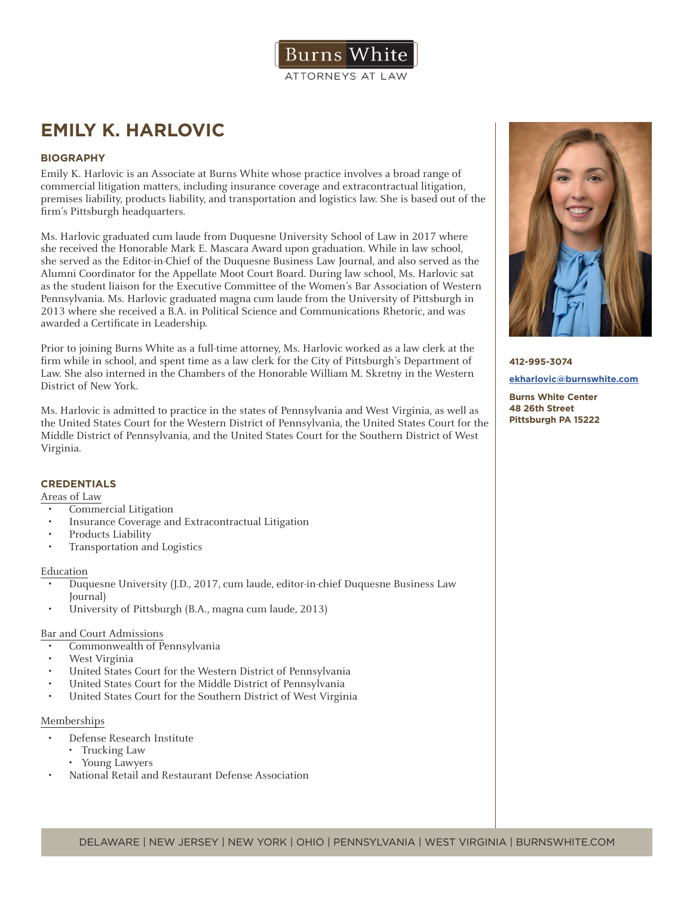Burns White
ATTORNEYS AT LAW

# EMILY K. HARLOVIC

## BIOGRAPHY

Emily K. Harlovic is an Associate at Burns White whose practice involves a broad range of commercial litigation matters, including insurance coverage and extracontractual litigation, premises liability, products liability, and transportation and logistics law. She is based out of the firm's Pittsburgh headquarters.

Ms. Harlovic graduated cum laude from Duquesne University School of Law in 2017 where she received the Honorable Mark E. Mascara Award upon graduation. While in law school, she served as the Editor-in-Chief of the Duquesne Business Law Journal, and also served as the Alumni Coordinator for the Appellate Moot Court Board. During law school, Ms. Harlovic sat as the student liaison for the Executive Committee of the Women's Bar Association of Western Pennsylvania. Ms. Harlovic graduated magna cum laude from the University of Pittsburgh in 2013 where she received a B.A. in Political Science and Communications Rhetoric, and was awarded a Certificate in Leadership.

Prior to joining Burns White as a full-time attorney, Ms. Harlovic worked as a law clerk at the firm while in school, and spent time as a law clerk for the City of Pittsburgh's Department of Law. She also interned in the Chambers of the Honorable William M. Skretny in the Western District of New York.

Ms. Harlovic is admitted to practice in the states of Pennsylvania and West Virginia, as well as the United States Court for the Western District of Pennsylvania, the United States Court for the Middle District of Pennsylvania, and the United States Court for the Southern District of West Virginia.

**412-995-3074**

**ekharlovic@burnswhite.com**

**Burns White Center**
**48 26th Street**
**Pittsburgh PA 15222**

## CREDENTIALS

Areas of Law

- Commercial Litigation
- Insurance Coverage and Extracontractual Litigation
- Products Liability
- Transportation and Logistics

Education

- Duquesne University (J.D., 2017, cum laude, editor-in-chief Duquesne Business Law Journal)
- University of Pittsburgh (B.A., magna cum laude, 2013)

Bar and Court Admissions

- Commonwealth of Pennsylvania
- West Virginia
- United States Court for the Western District of Pennsylvania
- United States Court for the Middle District of Pennsylvania
- United States Court for the Southern District of West Virginia

Memberships

- Defense Research Institute
  - Trucking Law
  - Young Lawyers
- National Retail and Restaurant Defense Association

DELAWARE | NEW JERSEY | NEW YORK | OHIO | PENNSYLVANIA | WEST VIRGINIA | BURNSWHITE.COM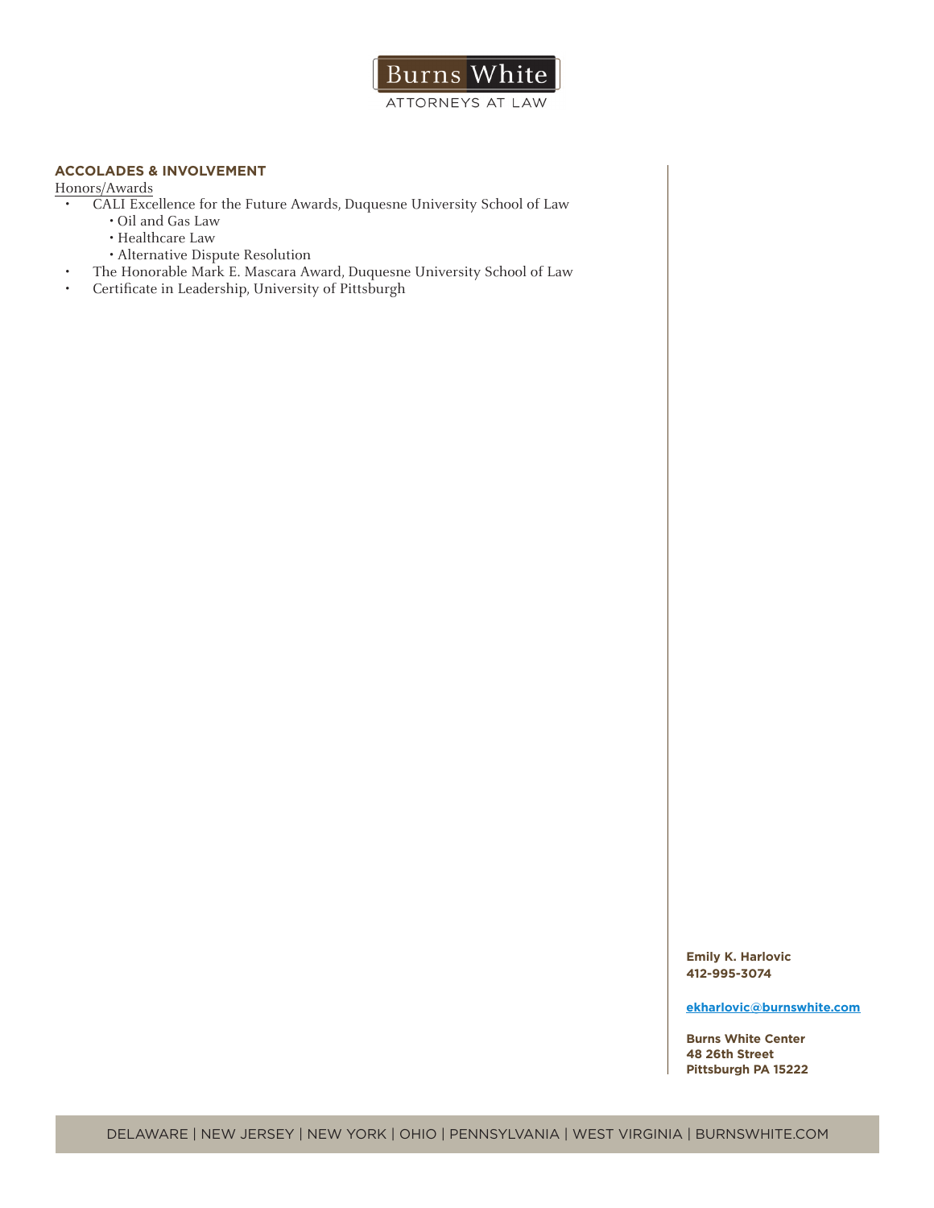## ACCOLADES & INVOLVEMENT

Honors/Awards

- CALI Excellence for the Future Awards, Duquesne University School of Law
  - Oil and Gas Law
  - Healthcare Law
  - Alternative Dispute Resolution
- The Honorable Mark E. Mascara Award, Duquesne University School of Law
- Certificate in Leadership, University of Pittsburgh

**Emily K. Harlovic**
**412-995-3074**

**ekharlovic@burnswhite.com**

**Burns White Center**
**48 26th Street**
**Pittsburgh PA 15222**